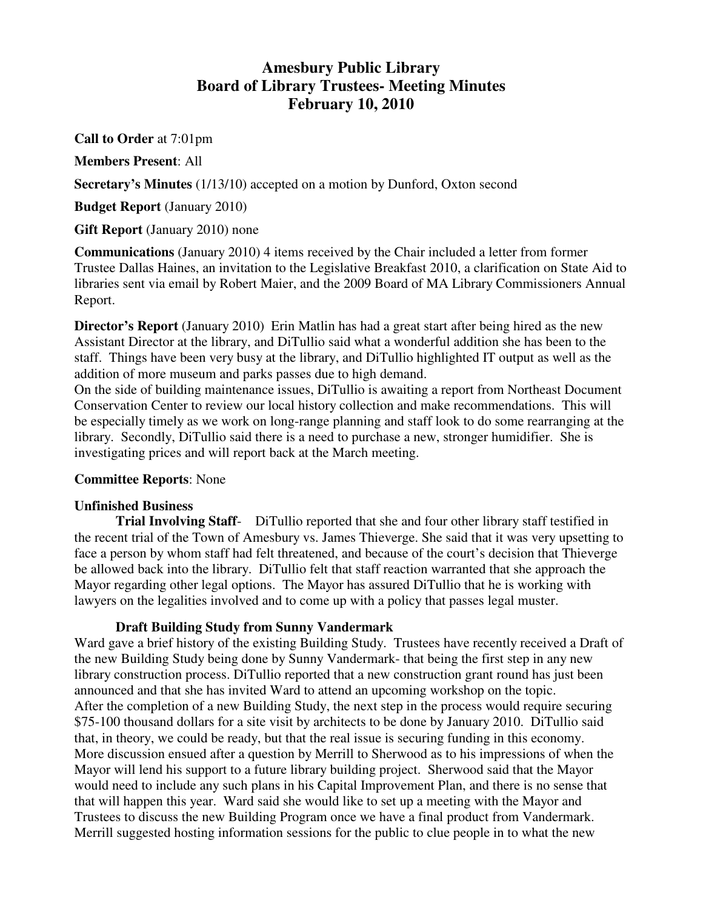# Amesbury Public Library
# Board of Library Trustees- Meeting Minutes
# February 10, 2010

**Call to Order** at 7:01pm

**Members Present**: All

**Secretary's Minutes** (1/13/10) accepted on a motion by Dunford, Oxton second

**Budget Report** (January 2010)

**Gift Report** (January 2010) none

**Communications** (January 2010) 4 items received by the Chair included a letter from former Trustee Dallas Haines, an invitation to the Legislative Breakfast 2010, a clarification on State Aid to libraries sent via email by Robert Maier, and the 2009 Board of MA Library Commissioners Annual Report.

**Director's Report** (January 2010) Erin Matlin has had a great start after being hired as the new Assistant Director at the library, and DiTullio said what a wonderful addition she has been to the staff. Things have been very busy at the library, and DiTullio highlighted IT output as well as the addition of more museum and parks passes due to high demand.

On the side of building maintenance issues, DiTullio is awaiting a report from Northeast Document Conservation Center to review our local history collection and make recommendations. This will be especially timely as we work on long-range planning and staff look to do some rearranging at the library. Secondly, DiTullio said there is a need to purchase a new, stronger humidifier. She is investigating prices and will report back at the March meeting.

**Committee Reports**: None

**Unfinished Business**

**Trial Involving Staff**- DiTullio reported that she and four other library staff testified in the recent trial of the Town of Amesbury vs. James Thieverge. She said that it was very upsetting to face a person by whom staff had felt threatened, and because of the court's decision that Thieverge be allowed back into the library. DiTullio felt that staff reaction warranted that she approach the Mayor regarding other legal options. The Mayor has assured DiTullio that he is working with lawyers on the legalities involved and to come up with a policy that passes legal muster.

**Draft Building Study from Sunny Vandermark**

Ward gave a brief history of the existing Building Study. Trustees have recently received a Draft of the new Building Study being done by Sunny Vandermark- that being the first step in any new library construction process. DiTullio reported that a new construction grant round has just been announced and that she has invited Ward to attend an upcoming workshop on the topic.

After the completion of a new Building Study, the next step in the process would require securing $75-100 thousand dollars for a site visit by architects to be done by January 2010. DiTullio said that, in theory, we could be ready, but that the real issue is securing funding in this economy.

More discussion ensued after a question by Merrill to Sherwood as to his impressions of when the Mayor will lend his support to a future library building project. Sherwood said that the Mayor would need to include any such plans in his Capital Improvement Plan, and there is no sense that that will happen this year. Ward said she would like to set up a meeting with the Mayor and Trustees to discuss the new Building Program once we have a final product from Vandermark. Merrill suggested hosting information sessions for the public to clue people in to what the new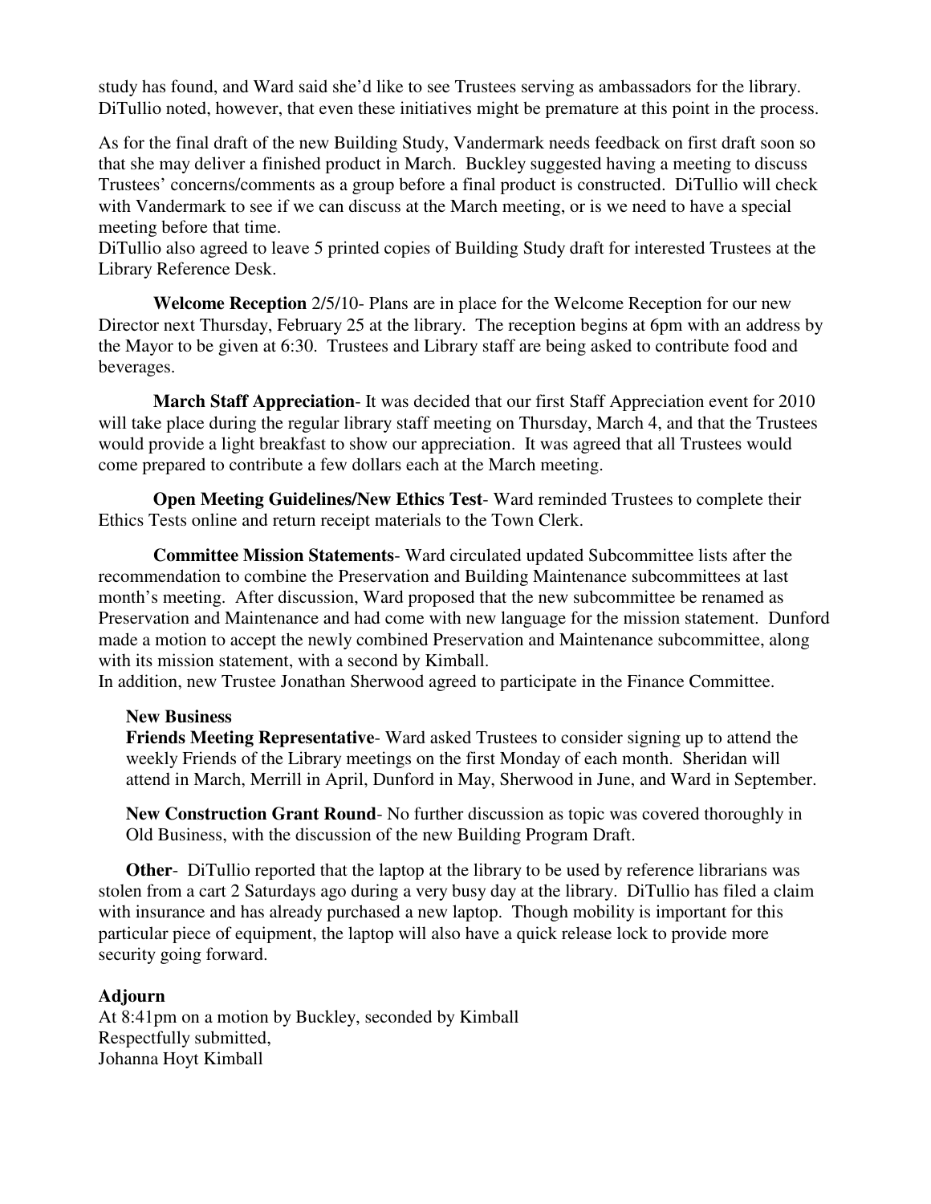study has found, and Ward said she'd like to see Trustees serving as ambassadors for the library. DiTullio noted, however, that even these initiatives might be premature at this point in the process.

As for the final draft of the new Building Study, Vandermark needs feedback on first draft soon so that she may deliver a finished product in March. Buckley suggested having a meeting to discuss Trustees' concerns/comments as a group before a final product is constructed. DiTullio will check with Vandermark to see if we can discuss at the March meeting, or is we need to have a special meeting before that time.

DiTullio also agreed to leave 5 printed copies of Building Study draft for interested Trustees at the Library Reference Desk.

**Welcome Reception** 2/5/10- Plans are in place for the Welcome Reception for our new Director next Thursday, February 25 at the library. The reception begins at 6pm with an address by the Mayor to be given at 6:30. Trustees and Library staff are being asked to contribute food and beverages.

**March Staff Appreciation**- It was decided that our first Staff Appreciation event for 2010 will take place during the regular library staff meeting on Thursday, March 4, and that the Trustees would provide a light breakfast to show our appreciation. It was agreed that all Trustees would come prepared to contribute a few dollars each at the March meeting.

**Open Meeting Guidelines/New Ethics Test**- Ward reminded Trustees to complete their Ethics Tests online and return receipt materials to the Town Clerk.

**Committee Mission Statements**- Ward circulated updated Subcommittee lists after the recommendation to combine the Preservation and Building Maintenance subcommittees at last month's meeting. After discussion, Ward proposed that the new subcommittee be renamed as Preservation and Maintenance and had come with new language for the mission statement. Dunford made a motion to accept the newly combined Preservation and Maintenance subcommittee, along with its mission statement, with a second by Kimball.

In addition, new Trustee Jonathan Sherwood agreed to participate in the Finance Committee.

**New Business**

**Friends Meeting Representative**- Ward asked Trustees to consider signing up to attend the weekly Friends of the Library meetings on the first Monday of each month. Sheridan will attend in March, Merrill in April, Dunford in May, Sherwood in June, and Ward in September.

**New Construction Grant Round**- No further discussion as topic was covered thoroughly in Old Business, with the discussion of the new Building Program Draft.

**Other**- DiTullio reported that the laptop at the library to be used by reference librarians was stolen from a cart 2 Saturdays ago during a very busy day at the library. DiTullio has filed a claim with insurance and has already purchased a new laptop. Though mobility is important for this particular piece of equipment, the laptop will also have a quick release lock to provide more security going forward.

**Adjourn**

At 8:41pm on a motion by Buckley, seconded by Kimball
Respectfully submitted,
Johanna Hoyt Kimball